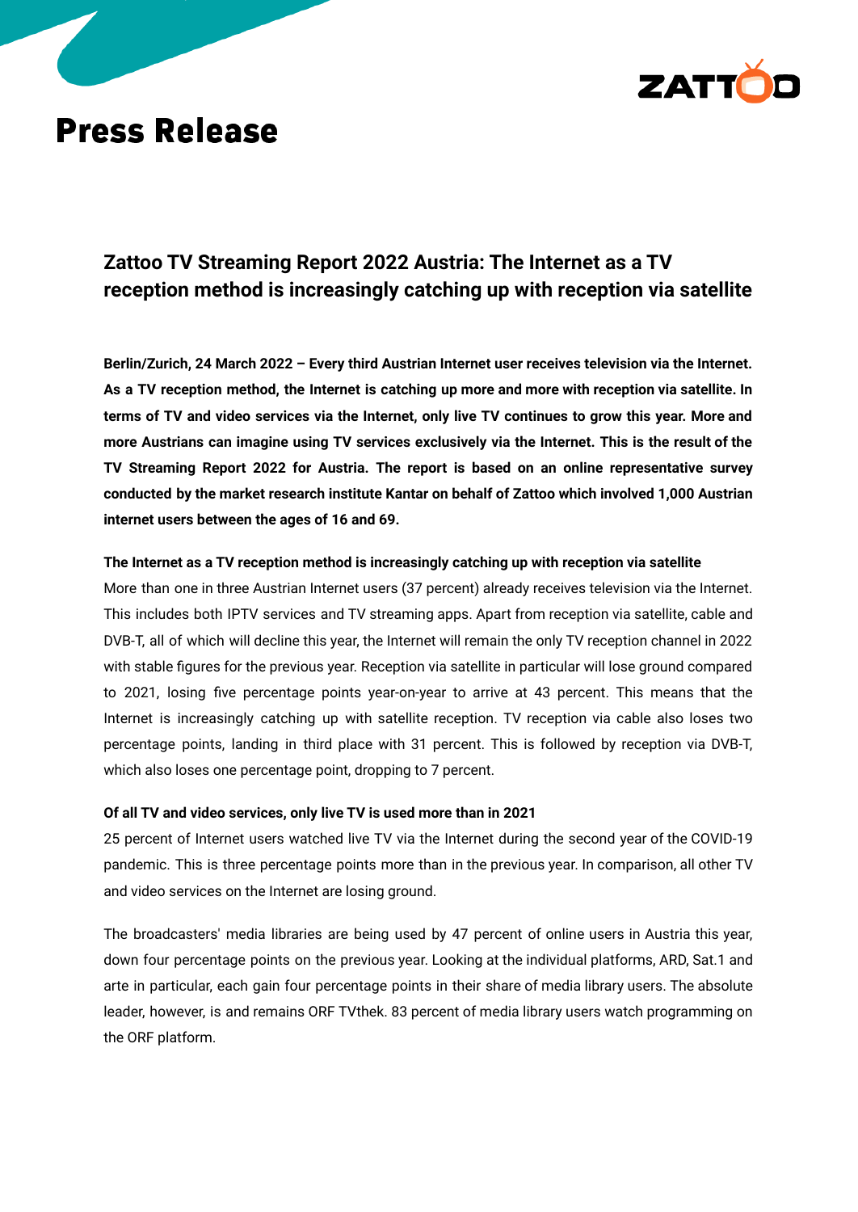# Press Release

## Zattoo TV Streaming Report 2022 Austria: The Internet as a TV reception method is increasingly catching up with reception via satellite

**Berlin/Zurich, 24 March 2022 – Every third Austrian Internet user receives television via the Internet. As a TV reception method, the Internet is catching up more and more with reception via satellite. In terms of TV and video services via the Internet, only live TV continues to grow this year. More and more Austrians can imagine using TV services exclusively via the Internet. This is the result of the TV Streaming Report 2022 for Austria. The report is based on an online representative survey conducted by the market research institute Kantar on behalf of Zattoo which involved 1,000 Austrian internet users between the ages of 16 and 69.**

**The Internet as a TV reception method is increasingly catching up with reception via satellite**

More than one in three Austrian Internet users (37 percent) already receives television via the Internet. This includes both IPTV services and TV streaming apps. Apart from reception via satellite, cable and DVB-T, all of which will decline this year, the Internet will remain the only TV reception channel in 2022 with stable figures for the previous year. Reception via satellite in particular will lose ground compared to 2021, losing five percentage points year-on-year to arrive at 43 percent. This means that the Internet is increasingly catching up with satellite reception. TV reception via cable also loses two percentage points, landing in third place with 31 percent. This is followed by reception via DVB-T, which also loses one percentage point, dropping to 7 percent.

**Of all TV and video services, only live TV is used more than in 2021**

25 percent of Internet users watched live TV via the Internet during the second year of the COVID-19 pandemic. This is three percentage points more than in the previous year. In comparison, all other TV and video services on the Internet are losing ground.

The broadcasters' media libraries are being used by 47 percent of online users in Austria this year, down four percentage points on the previous year. Looking at the individual platforms, ARD, Sat.1 and arte in particular, each gain four percentage points in their share of media library users. The absolute leader, however, is and remains ORF TVthek. 83 percent of media library users watch programming on the ORF platform.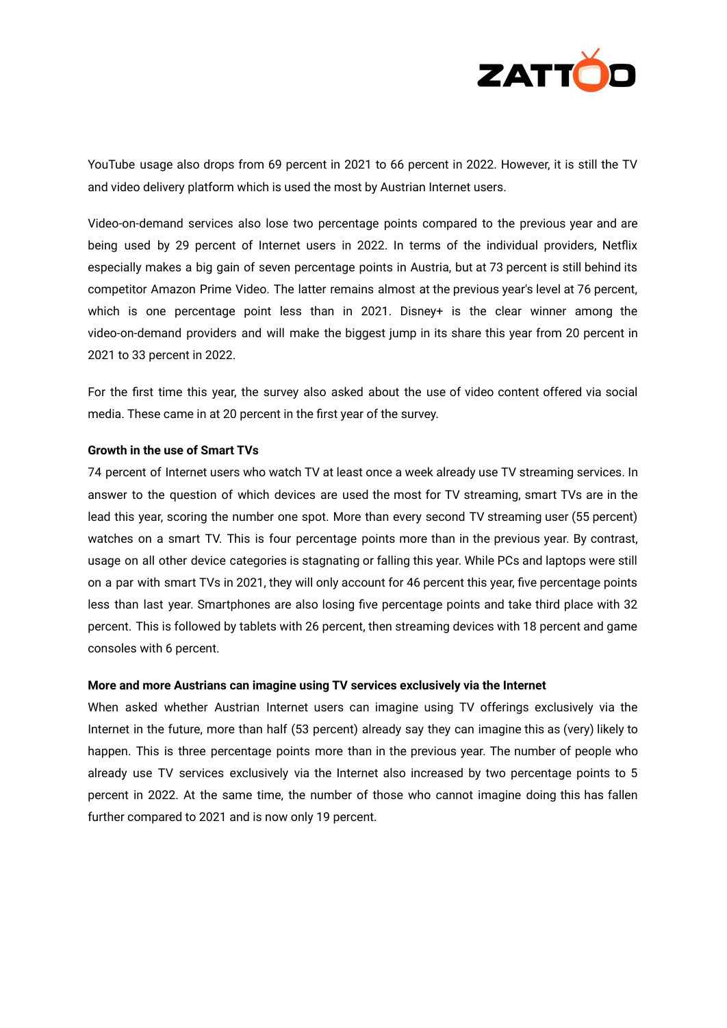YouTube usage also drops from 69 percent in 2021 to 66 percent in 2022. However, it is still the TV and video delivery platform which is used the most by Austrian Internet users.

Video-on-demand services also lose two percentage points compared to the previous year and are being used by 29 percent of Internet users in 2022. In terms of the individual providers, Netflix especially makes a big gain of seven percentage points in Austria, but at 73 percent is still behind its competitor Amazon Prime Video. The latter remains almost at the previous year's level at 76 percent, which is one percentage point less than in 2021. Disney+ is the clear winner among the video-on-demand providers and will make the biggest jump in its share this year from 20 percent in 2021 to 33 percent in 2022.

For the first time this year, the survey also asked about the use of video content offered via social media. These came in at 20 percent in the first year of the survey.

**Growth in the use of Smart TVs**

74 percent of Internet users who watch TV at least once a week already use TV streaming services. In answer to the question of which devices are used the most for TV streaming, smart TVs are in the lead this year, scoring the number one spot. More than every second TV streaming user (55 percent) watches on a smart TV. This is four percentage points more than in the previous year. By contrast, usage on all other device categories is stagnating or falling this year. While PCs and laptops were still on a par with smart TVs in 2021, they will only account for 46 percent this year, five percentage points less than last year. Smartphones are also losing five percentage points and take third place with 32 percent. This is followed by tablets with 26 percent, then streaming devices with 18 percent and game consoles with 6 percent.

**More and more Austrians can imagine using TV services exclusively via the Internet**

When asked whether Austrian Internet users can imagine using TV offerings exclusively via the Internet in the future, more than half (53 percent) already say they can imagine this as (very) likely to happen. This is three percentage points more than in the previous year. The number of people who already use TV services exclusively via the Internet also increased by two percentage points to 5 percent in 2022. At the same time, the number of those who cannot imagine doing this has fallen further compared to 2021 and is now only 19 percent.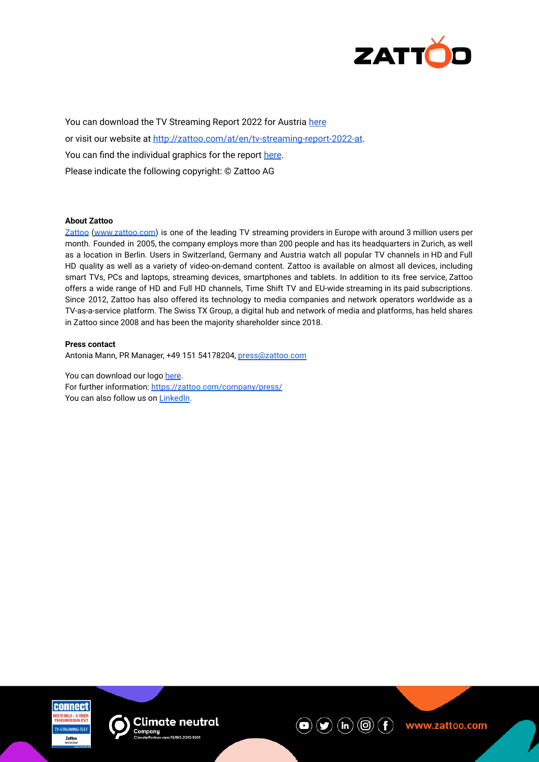You can download the TV Streaming Report 2022 for Austria here
or visit our website at http://zattoo.com/at/en/tv-streaming-report-2022-at.
You can find the individual graphics for the report here.
Please indicate the following copyright: © Zattoo AG

**About Zattoo**
Zattoo (www.zattoo.com) is one of the leading TV streaming providers in Europe with around 3 million users per month. Founded in 2005, the company employs more than 200 people and has its headquarters in Zurich, as well as a location in Berlin. Users in Switzerland, Germany and Austria watch all popular TV channels in HD and Full HD quality as well as a variety of video-on-demand content. Zattoo is available on almost all devices, including smart TVs, PCs and laptops, streaming devices, smartphones and tablets. In addition to its free service, Zattoo offers a wide range of HD and Full HD channels, Time Shift TV and EU-wide streaming in its paid subscriptions. Since 2012, Zattoo has also offered its technology to media companies and network operators worldwide as a TV-as-a-service platform. The Swiss TX Group, a digital hub and network of media and platforms, has held shares in Zattoo since 2008 and has been the majority shareholder since 2018.

**Press contact**
Antonia Mann, PR Manager, +49 151 54178204, press@zattoo.com

You can download our logo here.
For further information: https://zattoo.com/company/press/
You can also follow us on LinkedIn.